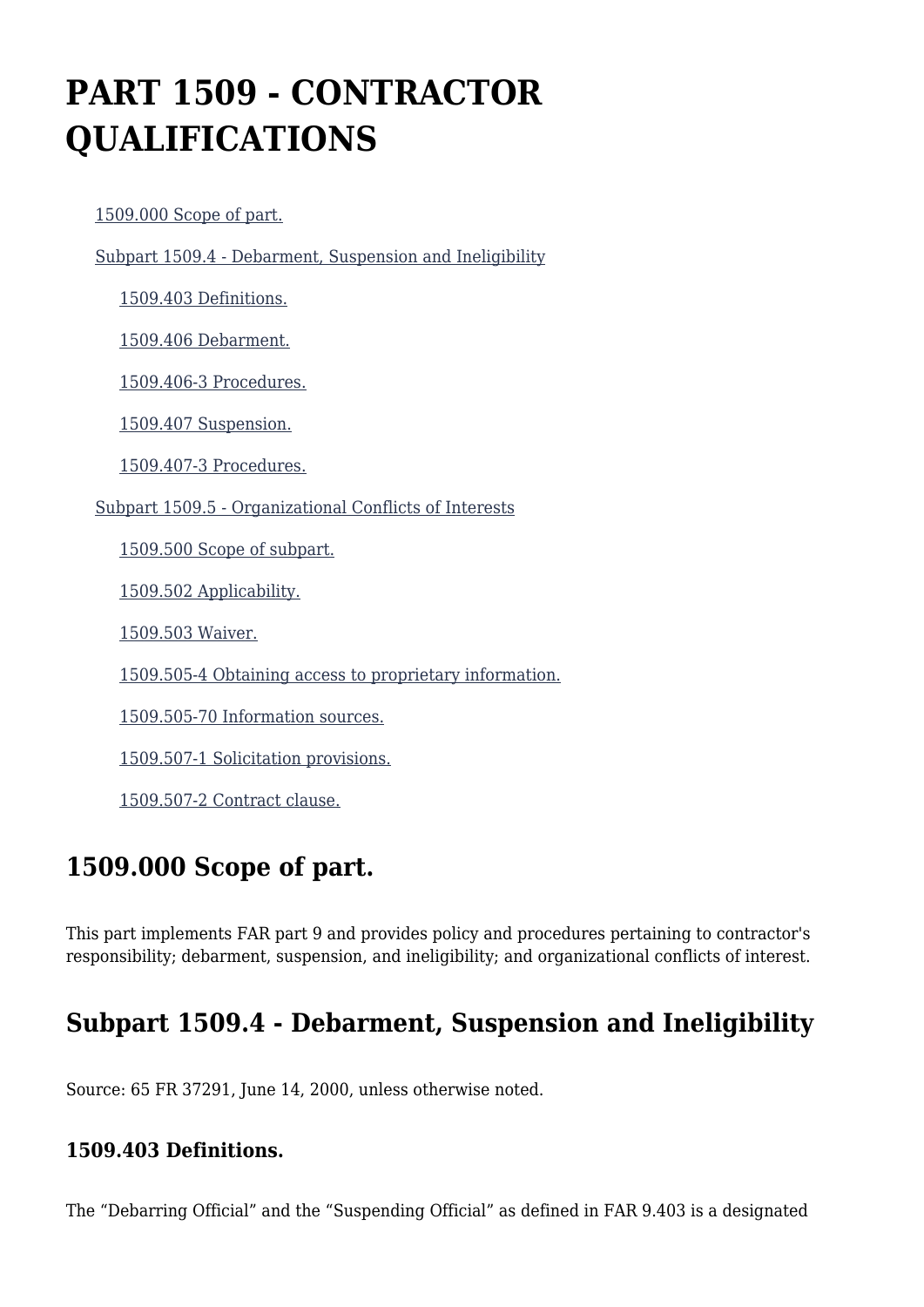# PART 1509 - CONTRACTOR QUALIFICATIONS

- 1509.000 Scope of part.
- Subpart 1509.4 - Debarment, Suspension and Ineligibility
  - 1509.403 Definitions.
  - 1509.406 Debarment.
  - 1509.406-3 Procedures.
  - 1509.407 Suspension.
  - 1509.407-3 Procedures.
- Subpart 1509.5 - Organizational Conflicts of Interests
  - 1509.500 Scope of subpart.
  - 1509.502 Applicability.
  - 1509.503 Waiver.
  - 1509.505-4 Obtaining access to proprietary information.
  - 1509.505-70 Information sources.
  - 1509.507-1 Solicitation provisions.
  - 1509.507-2 Contract clause.

## 1509.000 Scope of part.

This part implements FAR part 9 and provides policy and procedures pertaining to contractor's responsibility; debarment, suspension, and ineligibility; and organizational conflicts of interest.

## Subpart 1509.4 - Debarment, Suspension and Ineligibility

Source: 65 FR 37291, June 14, 2000, unless otherwise noted.

### 1509.403 Definitions.

The "Debarring Official" and the "Suspending Official" as defined in FAR 9.403 is a designated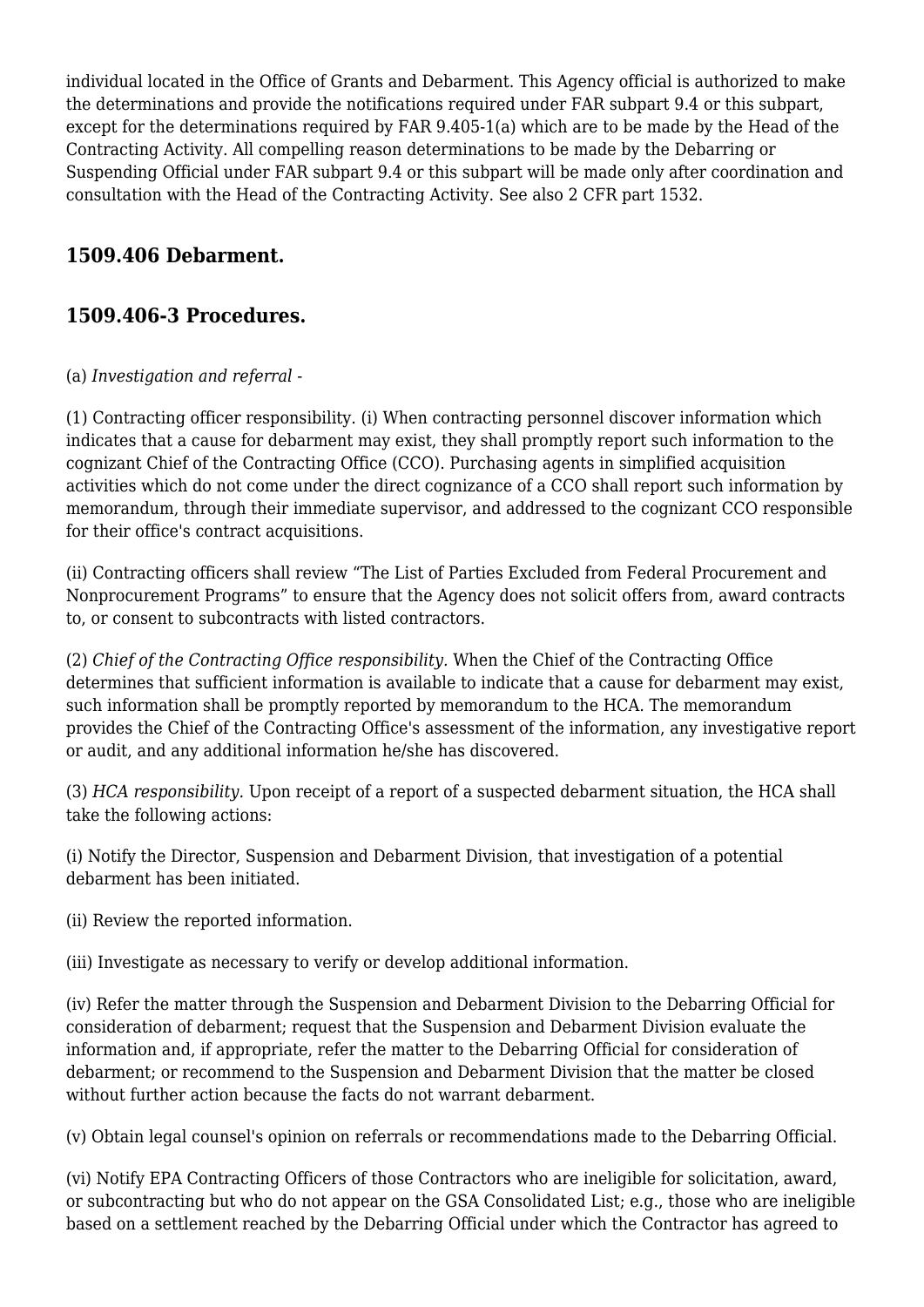individual located in the Office of Grants and Debarment. This Agency official is authorized to make the determinations and provide the notifications required under FAR subpart 9.4 or this subpart, except for the determinations required by FAR 9.405-1(a) which are to be made by the Head of the Contracting Activity. All compelling reason determinations to be made by the Debarring or Suspending Official under FAR subpart 9.4 or this subpart will be made only after coordination and consultation with the Head of the Contracting Activity. See also 2 CFR part 1532.

### 1509.406 Debarment.

### 1509.406-3 Procedures.

(a) *Investigation and referral* -

(1) Contracting officer responsibility. (i) When contracting personnel discover information which indicates that a cause for debarment may exist, they shall promptly report such information to the cognizant Chief of the Contracting Office (CCO). Purchasing agents in simplified acquisition activities which do not come under the direct cognizance of a CCO shall report such information by memorandum, through their immediate supervisor, and addressed to the cognizant CCO responsible for their office's contract acquisitions.

(ii) Contracting officers shall review "The List of Parties Excluded from Federal Procurement and Nonprocurement Programs" to ensure that the Agency does not solicit offers from, award contracts to, or consent to subcontracts with listed contractors.

(2) *Chief of the Contracting Office responsibility.* When the Chief of the Contracting Office determines that sufficient information is available to indicate that a cause for debarment may exist, such information shall be promptly reported by memorandum to the HCA. The memorandum provides the Chief of the Contracting Office's assessment of the information, any investigative report or audit, and any additional information he/she has discovered.

(3) *HCA responsibility.* Upon receipt of a report of a suspected debarment situation, the HCA shall take the following actions:

(i) Notify the Director, Suspension and Debarment Division, that investigation of a potential debarment has been initiated.

(ii) Review the reported information.

(iii) Investigate as necessary to verify or develop additional information.

(iv) Refer the matter through the Suspension and Debarment Division to the Debarring Official for consideration of debarment; request that the Suspension and Debarment Division evaluate the information and, if appropriate, refer the matter to the Debarring Official for consideration of debarment; or recommend to the Suspension and Debarment Division that the matter be closed without further action because the facts do not warrant debarment.

(v) Obtain legal counsel's opinion on referrals or recommendations made to the Debarring Official.

(vi) Notify EPA Contracting Officers of those Contractors who are ineligible for solicitation, award, or subcontracting but who do not appear on the GSA Consolidated List; e.g., those who are ineligible based on a settlement reached by the Debarring Official under which the Contractor has agreed to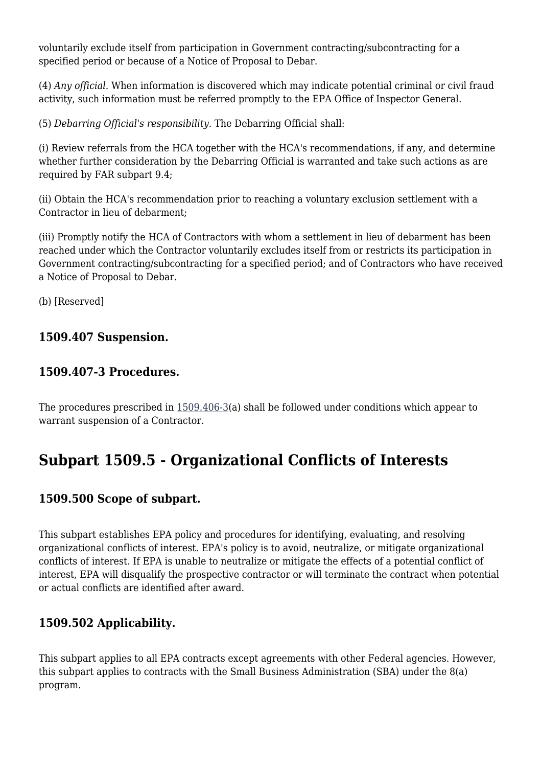voluntarily exclude itself from participation in Government contracting/subcontracting for a specified period or because of a Notice of Proposal to Debar.

(4) *Any official.* When information is discovered which may indicate potential criminal or civil fraud activity, such information must be referred promptly to the EPA Office of Inspector General.

(5) *Debarring Official's responsibility.* The Debarring Official shall:

(i) Review referrals from the HCA together with the HCA's recommendations, if any, and determine whether further consideration by the Debarring Official is warranted and take such actions as are required by FAR subpart 9.4;

(ii) Obtain the HCA's recommendation prior to reaching a voluntary exclusion settlement with a Contractor in lieu of debarment;

(iii) Promptly notify the HCA of Contractors with whom a settlement in lieu of debarment has been reached under which the Contractor voluntarily excludes itself from or restricts its participation in Government contracting/subcontracting for a specified period; and of Contractors who have received a Notice of Proposal to Debar.

(b) [Reserved]

### 1509.407 Suspension.

### 1509.407-3 Procedures.

The procedures prescribed in 1509.406-3(a) shall be followed under conditions which appear to warrant suspension of a Contractor.

## Subpart 1509.5 - Organizational Conflicts of Interests

### 1509.500 Scope of subpart.

This subpart establishes EPA policy and procedures for identifying, evaluating, and resolving organizational conflicts of interest. EPA's policy is to avoid, neutralize, or mitigate organizational conflicts of interest. If EPA is unable to neutralize or mitigate the effects of a potential conflict of interest, EPA will disqualify the prospective contractor or will terminate the contract when potential or actual conflicts are identified after award.

### 1509.502 Applicability.

This subpart applies to all EPA contracts except agreements with other Federal agencies. However, this subpart applies to contracts with the Small Business Administration (SBA) under the 8(a) program.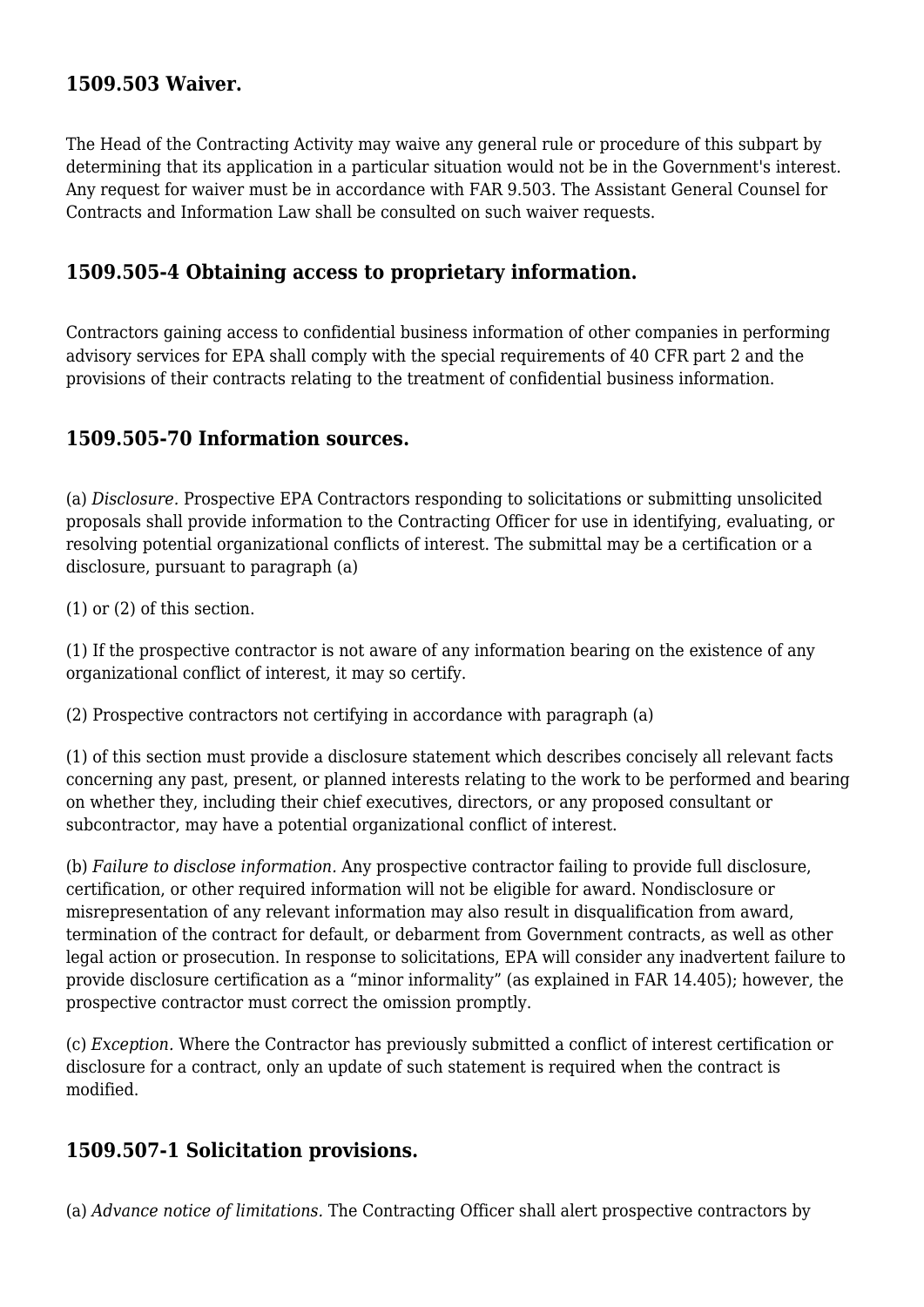## 1509.503 Waiver.

The Head of the Contracting Activity may waive any general rule or procedure of this subpart by determining that its application in a particular situation would not be in the Government's interest. Any request for waiver must be in accordance with FAR 9.503. The Assistant General Counsel for Contracts and Information Law shall be consulted on such waiver requests.

## 1509.505-4 Obtaining access to proprietary information.

Contractors gaining access to confidential business information of other companies in performing advisory services for EPA shall comply with the special requirements of 40 CFR part 2 and the provisions of their contracts relating to the treatment of confidential business information.

## 1509.505-70 Information sources.

(a) *Disclosure.* Prospective EPA Contractors responding to solicitations or submitting unsolicited proposals shall provide information to the Contracting Officer for use in identifying, evaluating, or resolving potential organizational conflicts of interest. The submittal may be a certification or a disclosure, pursuant to paragraph (a)

(1) or (2) of this section.

(1) If the prospective contractor is not aware of any information bearing on the existence of any organizational conflict of interest, it may so certify.

(2) Prospective contractors not certifying in accordance with paragraph (a)

(1) of this section must provide a disclosure statement which describes concisely all relevant facts concerning any past, present, or planned interests relating to the work to be performed and bearing on whether they, including their chief executives, directors, or any proposed consultant or subcontractor, may have a potential organizational conflict of interest.

(b) *Failure to disclose information.* Any prospective contractor failing to provide full disclosure, certification, or other required information will not be eligible for award. Nondisclosure or misrepresentation of any relevant information may also result in disqualification from award, termination of the contract for default, or debarment from Government contracts, as well as other legal action or prosecution. In response to solicitations, EPA will consider any inadvertent failure to provide disclosure certification as a "minor informality" (as explained in FAR 14.405); however, the prospective contractor must correct the omission promptly.

(c) *Exception.* Where the Contractor has previously submitted a conflict of interest certification or disclosure for a contract, only an update of such statement is required when the contract is modified.

## 1509.507-1 Solicitation provisions.

(a) *Advance notice of limitations.* The Contracting Officer shall alert prospective contractors by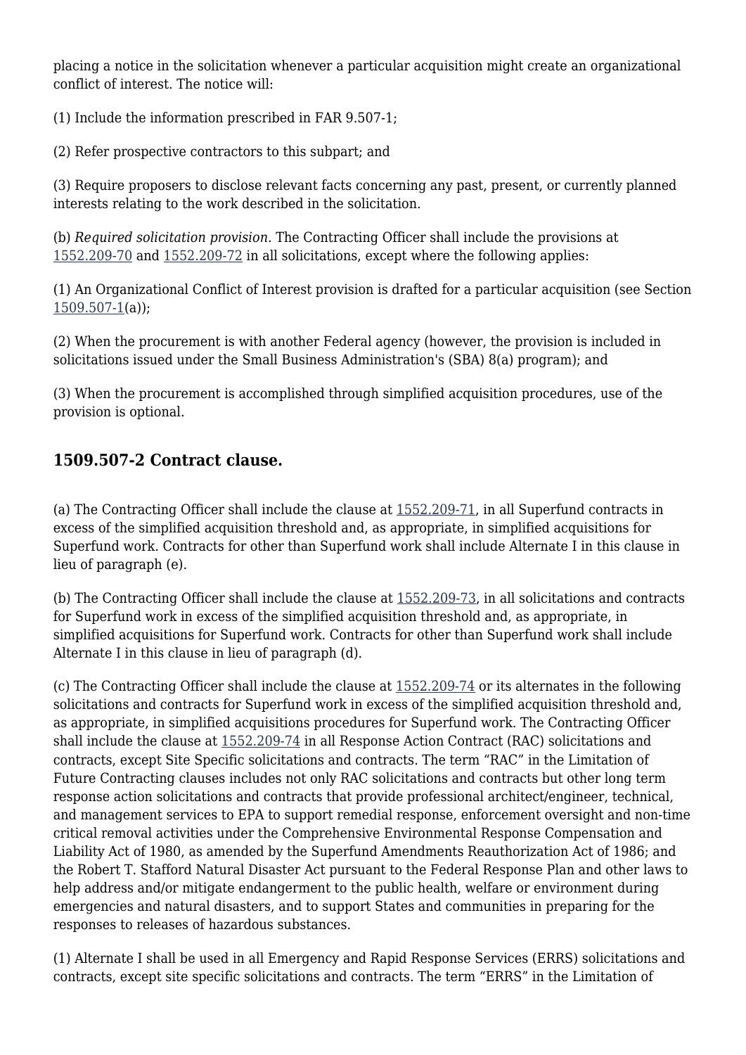placing a notice in the solicitation whenever a particular acquisition might create an organizational conflict of interest. The notice will:

(1) Include the information prescribed in FAR 9.507-1;

(2) Refer prospective contractors to this subpart; and

(3) Require proposers to disclose relevant facts concerning any past, present, or currently planned interests relating to the work described in the solicitation.

(b) *Required solicitation provision.* The Contracting Officer shall include the provisions at 1552.209-70 and 1552.209-72 in all solicitations, except where the following applies:

(1) An Organizational Conflict of Interest provision is drafted for a particular acquisition (see Section 1509.507-1(a));

(2) When the procurement is with another Federal agency (however, the provision is included in solicitations issued under the Small Business Administration's (SBA) 8(a) program); and

(3) When the procurement is accomplished through simplified acquisition procedures, use of the provision is optional.

### 1509.507-2 Contract clause.

(a) The Contracting Officer shall include the clause at 1552.209-71, in all Superfund contracts in excess of the simplified acquisition threshold and, as appropriate, in simplified acquisitions for Superfund work. Contracts for other than Superfund work shall include Alternate I in this clause in lieu of paragraph (e).

(b) The Contracting Officer shall include the clause at 1552.209-73, in all solicitations and contracts for Superfund work in excess of the simplified acquisition threshold and, as appropriate, in simplified acquisitions for Superfund work. Contracts for other than Superfund work shall include Alternate I in this clause in lieu of paragraph (d).

(c) The Contracting Officer shall include the clause at 1552.209-74 or its alternates in the following solicitations and contracts for Superfund work in excess of the simplified acquisition threshold and, as appropriate, in simplified acquisitions procedures for Superfund work. The Contracting Officer shall include the clause at 1552.209-74 in all Response Action Contract (RAC) solicitations and contracts, except Site Specific solicitations and contracts. The term "RAC" in the Limitation of Future Contracting clauses includes not only RAC solicitations and contracts but other long term response action solicitations and contracts that provide professional architect/engineer, technical, and management services to EPA to support remedial response, enforcement oversight and non-time critical removal activities under the Comprehensive Environmental Response Compensation and Liability Act of 1980, as amended by the Superfund Amendments Reauthorization Act of 1986; and the Robert T. Stafford Natural Disaster Act pursuant to the Federal Response Plan and other laws to help address and/or mitigate endangerment to the public health, welfare or environment during emergencies and natural disasters, and to support States and communities in preparing for the responses to releases of hazardous substances.

(1) Alternate I shall be used in all Emergency and Rapid Response Services (ERRS) solicitations and contracts, except site specific solicitations and contracts. The term "ERRS" in the Limitation of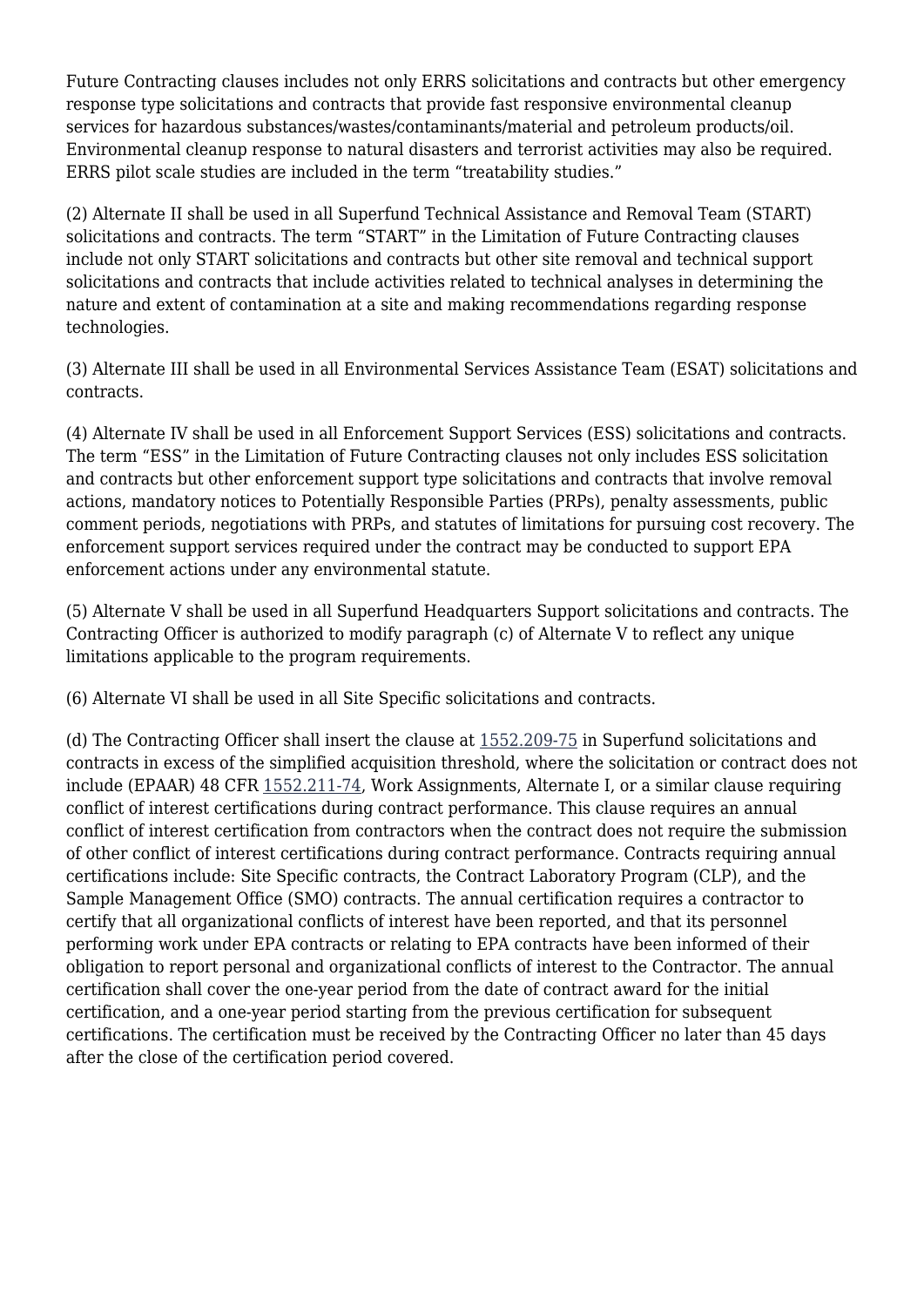Future Contracting clauses includes not only ERRS solicitations and contracts but other emergency response type solicitations and contracts that provide fast responsive environmental cleanup services for hazardous substances/wastes/contaminants/material and petroleum products/oil. Environmental cleanup response to natural disasters and terrorist activities may also be required. ERRS pilot scale studies are included in the term “treatability studies.”

(2) Alternate II shall be used in all Superfund Technical Assistance and Removal Team (START) solicitations and contracts. The term “START” in the Limitation of Future Contracting clauses include not only START solicitations and contracts but other site removal and technical support solicitations and contracts that include activities related to technical analyses in determining the nature and extent of contamination at a site and making recommendations regarding response technologies.

(3) Alternate III shall be used in all Environmental Services Assistance Team (ESAT) solicitations and contracts.

(4) Alternate IV shall be used in all Enforcement Support Services (ESS) solicitations and contracts. The term “ESS” in the Limitation of Future Contracting clauses not only includes ESS solicitation and contracts but other enforcement support type solicitations and contracts that involve removal actions, mandatory notices to Potentially Responsible Parties (PRPs), penalty assessments, public comment periods, negotiations with PRPs, and statutes of limitations for pursuing cost recovery. The enforcement support services required under the contract may be conducted to support EPA enforcement actions under any environmental statute.

(5) Alternate V shall be used in all Superfund Headquarters Support solicitations and contracts. The Contracting Officer is authorized to modify paragraph (c) of Alternate V to reflect any unique limitations applicable to the program requirements.

(6) Alternate VI shall be used in all Site Specific solicitations and contracts.

(d) The Contracting Officer shall insert the clause at 1552.209-75 in Superfund solicitations and contracts in excess of the simplified acquisition threshold, where the solicitation or contract does not include (EPAAR) 48 CFR 1552.211-74, Work Assignments, Alternate I, or a similar clause requiring conflict of interest certifications during contract performance. This clause requires an annual conflict of interest certification from contractors when the contract does not require the submission of other conflict of interest certifications during contract performance. Contracts requiring annual certifications include: Site Specific contracts, the Contract Laboratory Program (CLP), and the Sample Management Office (SMO) contracts. The annual certification requires a contractor to certify that all organizational conflicts of interest have been reported, and that its personnel performing work under EPA contracts or relating to EPA contracts have been informed of their obligation to report personal and organizational conflicts of interest to the Contractor. The annual certification shall cover the one-year period from the date of contract award for the initial certification, and a one-year period starting from the previous certification for subsequent certifications. The certification must be received by the Contracting Officer no later than 45 days after the close of the certification period covered.